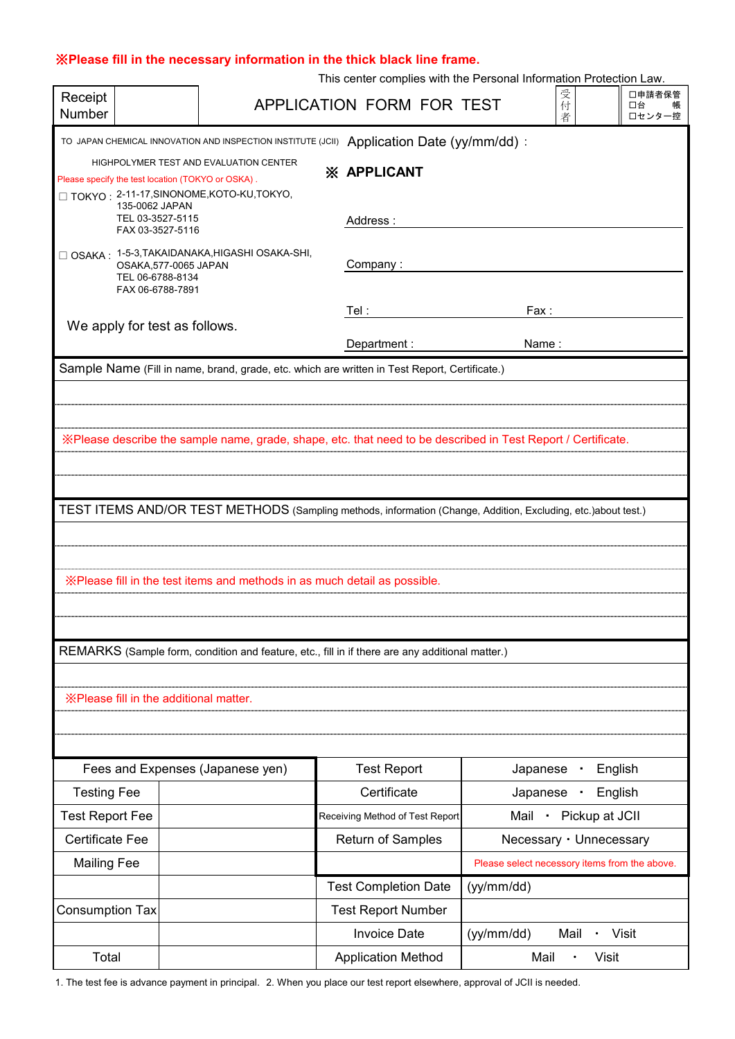※Please fill in the necessary information in the thick black line frame.

This center complies with the Personal Information Protection Law.

| Receipt Number | | APPLICATION FORM FOR TEST | 受付者 | | □申請者保管<br>□台 帳<br>□センター控 |
|---|---|---|---|---|---|

TO JAPAN CHEMICAL INNOVATION AND INSPECTION INSTITUTE (JCII)

HIGHPOLYMER TEST AND EVALUATION CENTER

Please specify the test location (TOKYO or OSKA) .

□ TOKYO : 2-11-17,SINONOME,KOTO-KU,TOKYO, 135-0062 JAPAN
TEL 03-3527-5115
FAX 03-3527-5116

□ OSAKA : 1-5-3,TAKAIDANAKA,HIGASHI OSAKA-SHI, OSAKA,577-0065 JAPAN
TEL 06-6788-8134
FAX 06-6788-7891

We apply for test as follows.

Application Date (yy/mm/dd) :

**※ APPLICANT**

Address :

Company :

Tel : Fax :

Department : Name :

Sample Name (Fill in name, brand, grade, etc. which are written in Test Report, Certificate.)

※Please describe the sample name, grade, shape, etc. that need to be described in Test Report / Certificate.

TEST ITEMS AND/OR TEST METHODS (Sampling methods, information (Change, Addition, Excluding, etc.)about test.)

※Please fill in the test items and methods in as much detail as possible.

REMARKS (Sample form, condition and feature, etc., fill in if there are any additional matter.)

※Please fill in the additional matter.

| Fees and Expenses (Japanese yen) | | Test Report | Japanese ・ English |
|---|---|---|---|
| Testing Fee | | Certificate | Japanese ・ English |
| Test Report Fee | | Receiving Method of Test Report | Mail ・ Pickup at JCII |
| Certificate Fee | | Return of Samples | Necessary・Unnecessary |
| Mailing Fee | | | Please select necessory items from the above. |
| | | Test Completion Date | (yy/mm/dd) |
| Consumption Tax | | Test Report Number | |
| | | Invoice Date | (yy/mm/dd) Mail ・ Visit |
| Total | | Application Method | Mail ・ Visit |

1. The test fee is advance payment in principal. 2. When you place our test report elsewhere, approval of JCII is needed.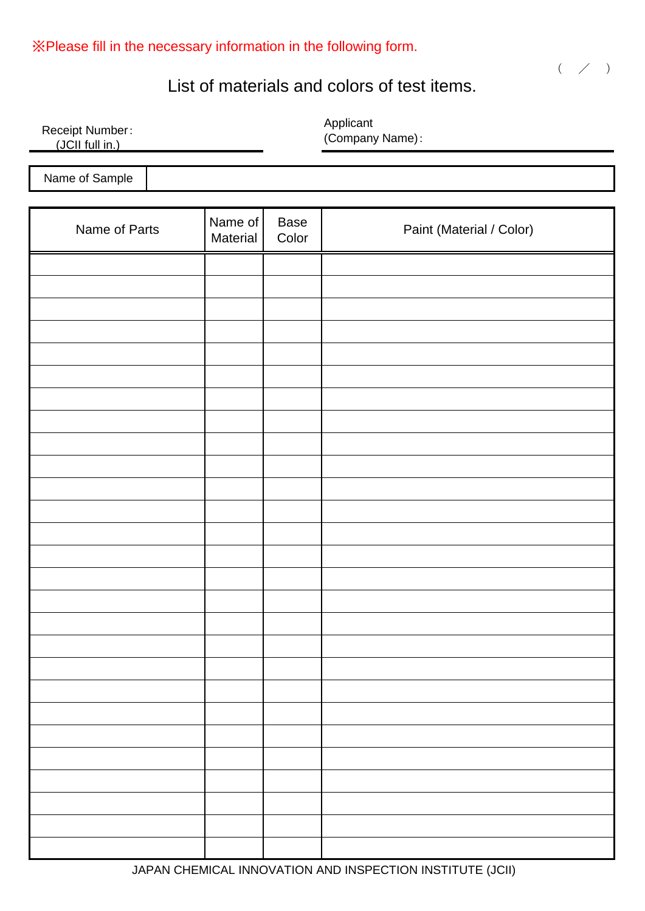※Please fill in the necessary information in the following form.

（　／　）

# List of materials and colors of test items.

Receipt Number：
(JCII full in.)

Applicant
(Company Name)：

| Name of Sample | |
|---|---|

| Name of Parts | Name of Material | Base Color | Paint (Material / Color) |
|---|---|---|---|
| | | | |
| | | | |
| | | | |
| | | | |
| | | | |
| | | | |
| | | | |
| | | | |
| | | | |
| | | | |
| | | | |
| | | | |
| | | | |
| | | | |
| | | | |
| | | | |
| | | | |
| | | | |
| | | | |
| | | | |
| | | | |
| | | | |
| | | | |
| | | | |
| | | | |
| | | | |
| | | | |

JAPAN CHEMICAL INNOVATION AND INSPECTION INSTITUTE (JCII)